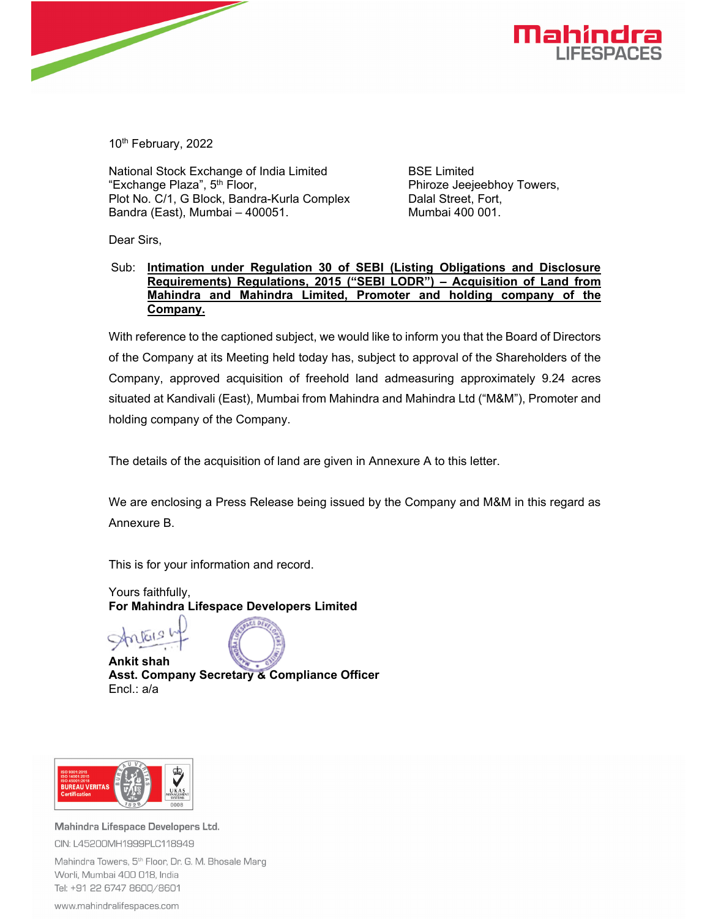10th February, 2022

National Stock Exchange of India Limited
"Exchange Plaza", 5th Floor,
Plot No. C/1, G Block, Bandra-Kurla Complex
Bandra (East), Mumbai – 400051.

BSE Limited
Phiroze Jeejeebhoy Towers,
Dalal Street, Fort,
Mumbai 400 001.

Dear Sirs,

Sub: **Intimation under Regulation 30 of SEBI (Listing Obligations and Disclosure Requirements) Regulations, 2015 ("SEBI LODR") – Acquisition of Land from Mahindra and Mahindra Limited, Promoter and holding company of the Company.**

With reference to the captioned subject, we would like to inform you that the Board of Directors of the Company at its Meeting held today has, subject to approval of the Shareholders of the Company, approved acquisition of freehold land admeasuring approximately 9.24 acres situated at Kandivali (East), Mumbai from Mahindra and Mahindra Ltd ("M&M"), Promoter and holding company of the Company.

The details of the acquisition of land are given in Annexure A to this letter.

We are enclosing a Press Release being issued by the Company and M&M in this regard as Annexure B.

This is for your information and record.

Yours faithfully,
**For Mahindra Lifespace Developers Limited**

**Ankit shah**
**Asst. Company Secretary & Compliance Officer**
Encl.: a/a

Mahindra Lifespace Developers Ltd.
CIN: L45200MH1999PLC118949
Mahindra Towers, 5th Floor, Dr. G. M. Bhosale Marg
Worli, Mumbai 400 018, India
Tel: +91 22 6747 8600/8601
www.mahindralifespaces.com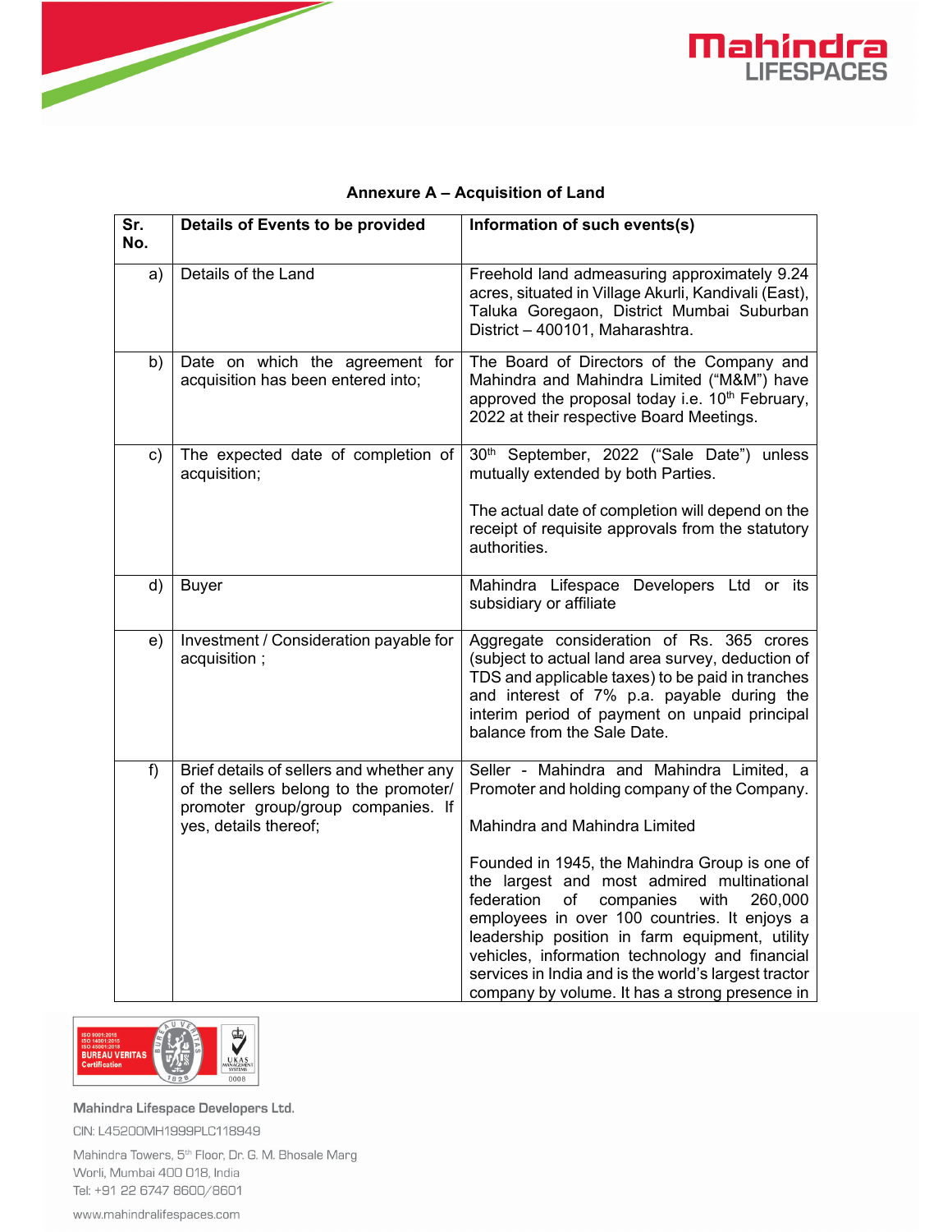**Annexure A – Acquisition of Land**

| Sr. No. | Details of Events to be provided | Information of such events(s) |
|---|---|---|
| a) | Details of the Land | Freehold land admeasuring approximately 9.24 acres, situated in Village Akurli, Kandivali (East), Taluka Goregaon, District Mumbai Suburban District – 400101, Maharashtra. |
| b) | Date on which the agreement for acquisition has been entered into; | The Board of Directors of the Company and Mahindra and Mahindra Limited ("M&M") have approved the proposal today i.e. 10th February, 2022 at their respective Board Meetings. |
| c) | The expected date of completion of acquisition; | 30th September, 2022 ("Sale Date") unless mutually extended by both Parties.<br><br>The actual date of completion will depend on the receipt of requisite approvals from the statutory authorities. |
| d) | Buyer | Mahindra Lifespace Developers Ltd or its subsidiary or affiliate |
| e) | Investment / Consideration payable for acquisition ; | Aggregate consideration of Rs. 365 crores (subject to actual land area survey, deduction of TDS and applicable taxes) to be paid in tranches and interest of 7% p.a. payable during the interim period of payment on unpaid principal balance from the Sale Date. |
| f) | Brief details of sellers and whether any of the sellers belong to the promoter/ promoter group/group companies. If yes, details thereof; | Seller - Mahindra and Mahindra Limited, a Promoter and holding company of the Company.<br><br>Mahindra and Mahindra Limited<br><br>Founded in 1945, the Mahindra Group is one of the largest and most admired multinational federation of companies with 260,000 employees in over 100 countries. It enjoys a leadership position in farm equipment, utility vehicles, information technology and financial services in India and is the world's largest tractor company by volume. It has a strong presence in |

Mahindra Lifespace Developers Ltd.
CIN: L45200MH1999PLC118949
Mahindra Towers, 5th Floor, Dr. G. M. Bhosale Marg
Worli, Mumbai 400 018, India
Tel: +91 22 6747 8600/8601
www.mahindralifespaces.com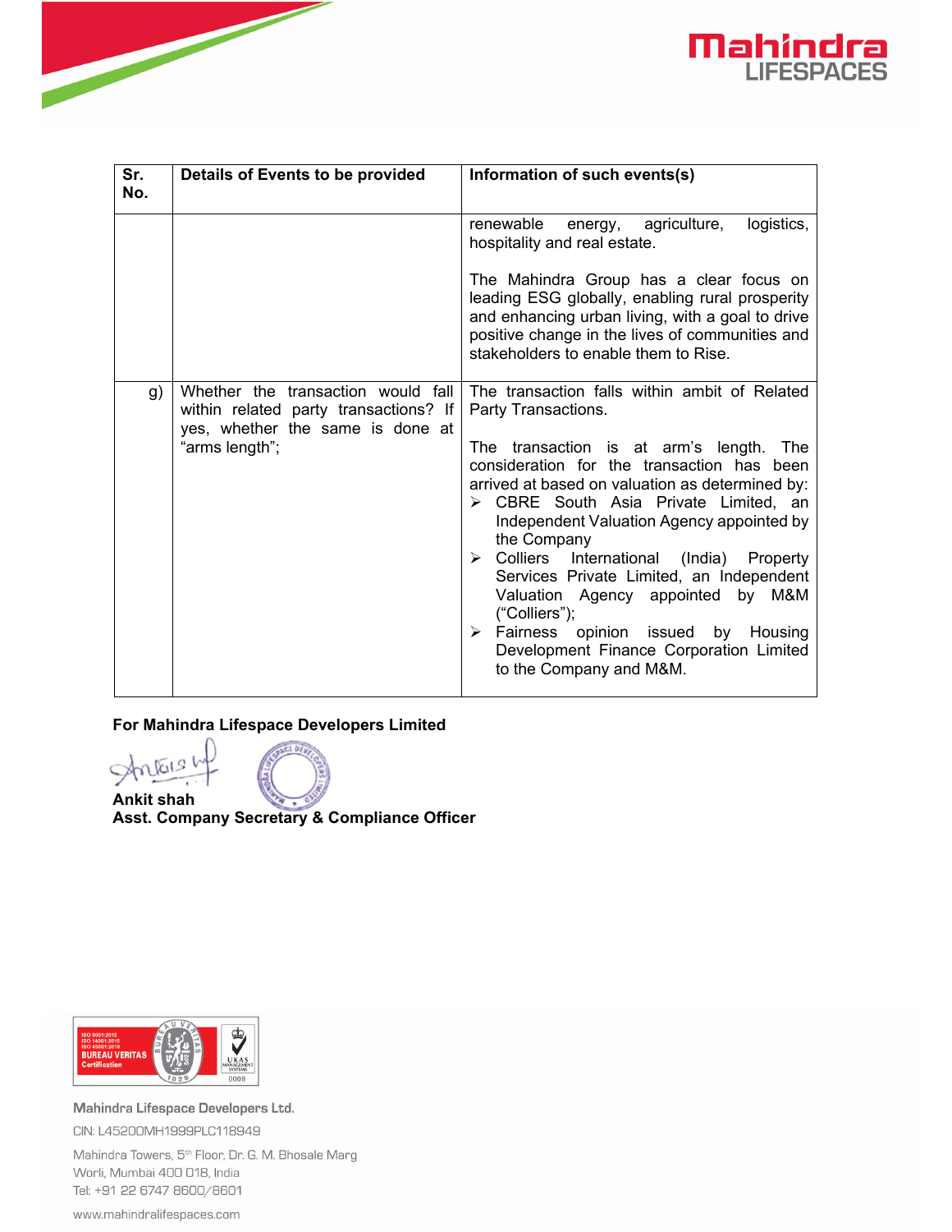| Sr. No. | Details of Events to be provided | Information of such events(s) |
|---|---|---|
| | | renewable energy, agriculture, logistics, hospitality and real estate.<br><br>The Mahindra Group has a clear focus on leading ESG globally, enabling rural prosperity and enhancing urban living, with a goal to drive positive change in the lives of communities and stakeholders to enable them to Rise. |
| g) | Whether the transaction would fall within related party transactions? If yes, whether the same is done at "arms length"; | The transaction falls within ambit of Related Party Transactions.<br><br>The transaction is at arm's length. The consideration for the transaction has been arrived at based on valuation as determined by:<br>➢ CBRE South Asia Private Limited, an Independent Valuation Agency appointed by the Company<br>➢ Colliers International (India) Property Services Private Limited, an Independent Valuation Agency appointed by M&M ("Colliers");<br>➢ Fairness opinion issued by Housing Development Finance Corporation Limited to the Company and M&M. |

**For Mahindra Lifespace Developers Limited**

**Ankit shah**
**Asst. Company Secretary & Compliance Officer**

Mahindra Lifespace Developers Ltd.
CIN: L45200MH1999PLC118949
Mahindra Towers, 5th Floor, Dr. G. M. Bhosale Marg
Worli, Mumbai 400 018, India
Tel: +91 22 6747 8600/8601
www.mahindralifespaces.com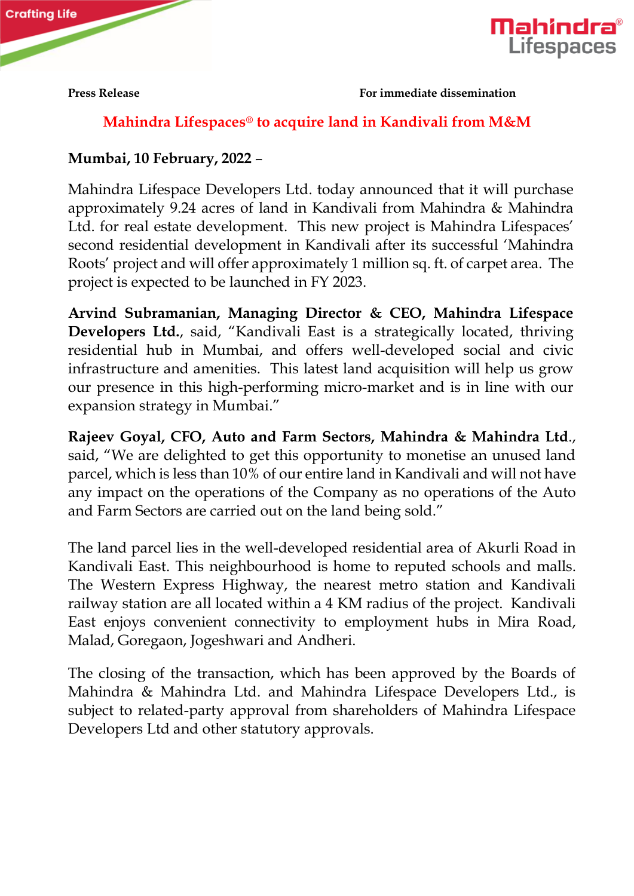**Press Release** **For immediate dissemination**

# Mahindra Lifespaces® to acquire land in Kandivali from M&M

**Mumbai, 10 February, 2022 –**

Mahindra Lifespace Developers Ltd. today announced that it will purchase approximately 9.24 acres of land in Kandivali from Mahindra & Mahindra Ltd. for real estate development. This new project is Mahindra Lifespaces' second residential development in Kandivali after its successful 'Mahindra Roots' project and will offer approximately 1 million sq. ft. of carpet area. The project is expected to be launched in FY 2023.

**Arvind Subramanian, Managing Director & CEO, Mahindra Lifespace Developers Ltd.**, said, "Kandivali East is a strategically located, thriving residential hub in Mumbai, and offers well-developed social and civic infrastructure and amenities. This latest land acquisition will help us grow our presence in this high-performing micro-market and is in line with our expansion strategy in Mumbai."

**Rajeev Goyal, CFO, Auto and Farm Sectors, Mahindra & Mahindra Ltd.**, said, "We are delighted to get this opportunity to monetise an unused land parcel, which is less than 10% of our entire land in Kandivali and will not have any impact on the operations of the Company as no operations of the Auto and Farm Sectors are carried out on the land being sold."

The land parcel lies in the well-developed residential area of Akurli Road in Kandivali East. This neighbourhood is home to reputed schools and malls. The Western Express Highway, the nearest metro station and Kandivali railway station are all located within a 4 KM radius of the project. Kandivali East enjoys convenient connectivity to employment hubs in Mira Road, Malad, Goregaon, Jogeshwari and Andheri.

The closing of the transaction, which has been approved by the Boards of Mahindra & Mahindra Ltd. and Mahindra Lifespace Developers Ltd., is subject to related-party approval from shareholders of Mahindra Lifespace Developers Ltd and other statutory approvals.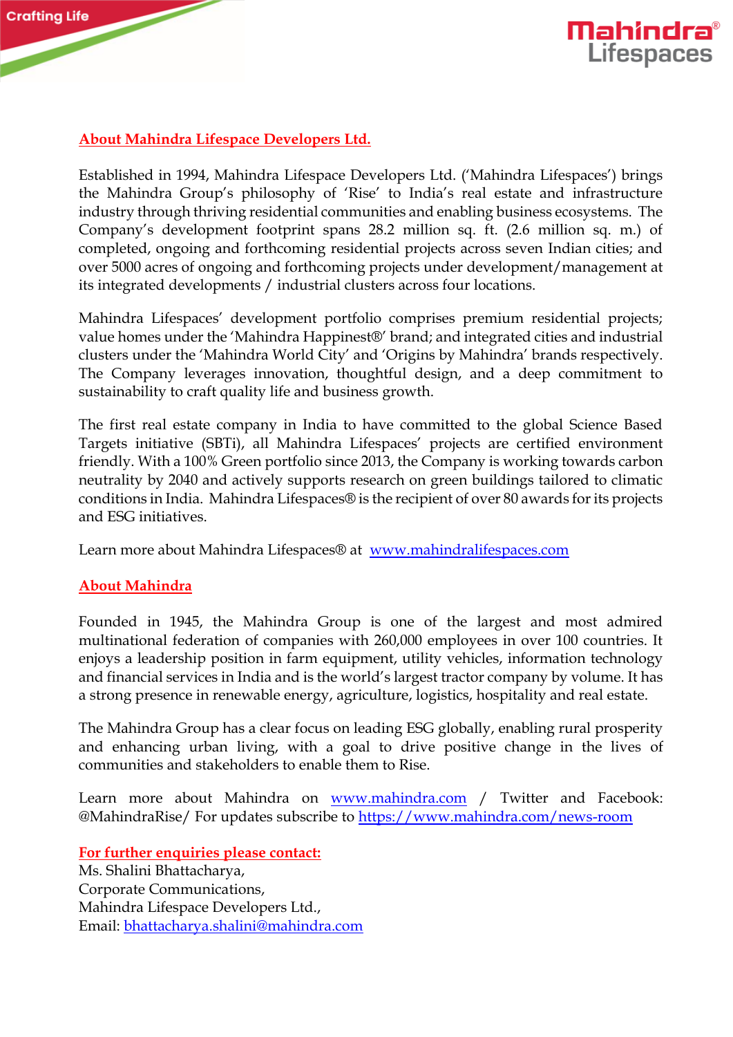## About Mahindra Lifespace Developers Ltd.

Established in 1994, Mahindra Lifespace Developers Ltd. ('Mahindra Lifespaces') brings the Mahindra Group's philosophy of 'Rise' to India's real estate and infrastructure industry through thriving residential communities and enabling business ecosystems. The Company's development footprint spans 28.2 million sq. ft. (2.6 million sq. m.) of completed, ongoing and forthcoming residential projects across seven Indian cities; and over 5000 acres of ongoing and forthcoming projects under development/management at its integrated developments / industrial clusters across four locations.

Mahindra Lifespaces' development portfolio comprises premium residential projects; value homes under the 'Mahindra Happinest®' brand; and integrated cities and industrial clusters under the 'Mahindra World City' and 'Origins by Mahindra' brands respectively. The Company leverages innovation, thoughtful design, and a deep commitment to sustainability to craft quality life and business growth.

The first real estate company in India to have committed to the global Science Based Targets initiative (SBTi), all Mahindra Lifespaces' projects are certified environment friendly. With a 100% Green portfolio since 2013, the Company is working towards carbon neutrality by 2040 and actively supports research on green buildings tailored to climatic conditions in India. Mahindra Lifespaces® is the recipient of over 80 awards for its projects and ESG initiatives.

Learn more about Mahindra Lifespaces® at www.mahindralifespaces.com

## About Mahindra

Founded in 1945, the Mahindra Group is one of the largest and most admired multinational federation of companies with 260,000 employees in over 100 countries. It enjoys a leadership position in farm equipment, utility vehicles, information technology and financial services in India and is the world's largest tractor company by volume. It has a strong presence in renewable energy, agriculture, logistics, hospitality and real estate.

The Mahindra Group has a clear focus on leading ESG globally, enabling rural prosperity and enhancing urban living, with a goal to drive positive change in the lives of communities and stakeholders to enable them to Rise.

Learn more about Mahindra on www.mahindra.com / Twitter and Facebook: @MahindraRise/ For updates subscribe to https://www.mahindra.com/news-room

**For further enquiries please contact:**

Ms. Shalini Bhattacharya,
Corporate Communications,
Mahindra Lifespace Developers Ltd.,
Email: bhattacharya.shalini@mahindra.com